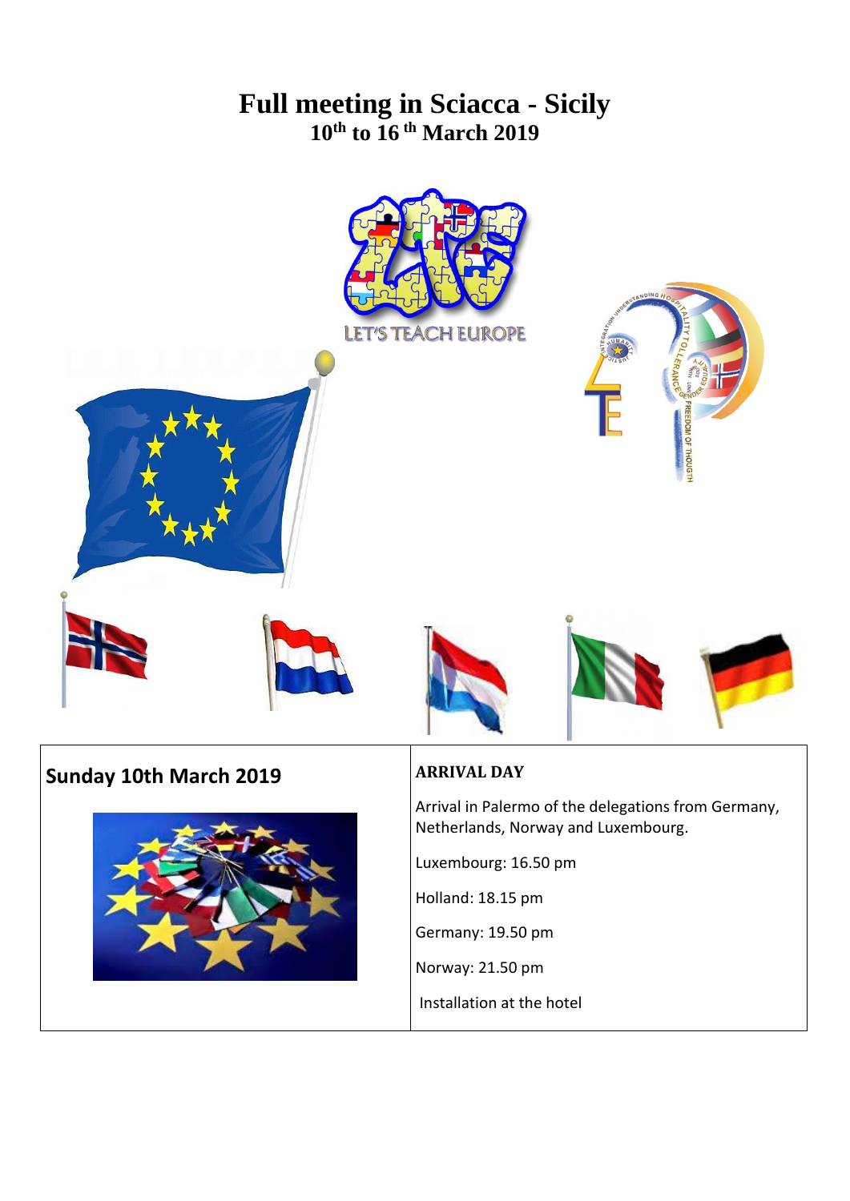# Full meeting in Sciacca - Sicily

## 10th to 16th March 2019

LET'S TEACH EUROPE

| Sunday 10th March 2019 | **ARRIVAL DAY** |
| --- | --- |
| | Arrival in Palermo of the delegations from Germany, Netherlands, Norway and Luxembourg.<br><br>Luxembourg: 16.50 pm<br><br>Holland: 18.15 pm<br><br>Germany: 19.50 pm<br><br>Norway: 21.50 pm<br><br>Installation at the hotel |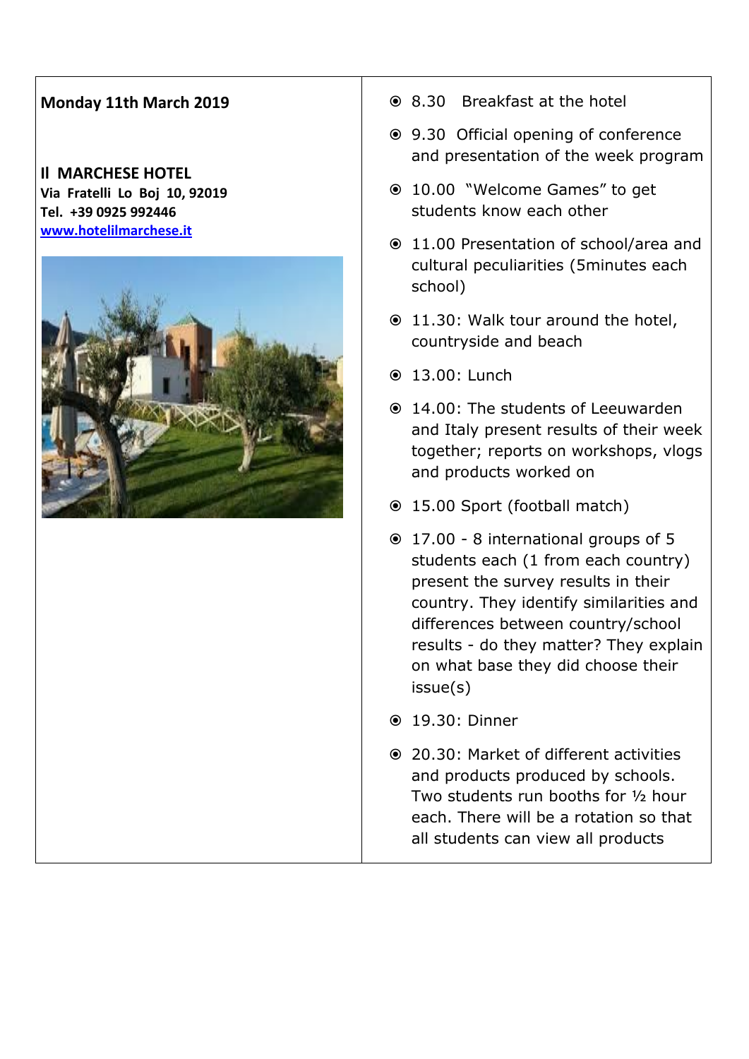**Monday 11th March 2019**

**Il MARCHESE HOTEL**
**Via Fratelli Lo Boj 10, 92019**
**Tel. +39 0925 992446**
**[www.hotelilmarchese.it](http://www.hotelilmarchese.it)**

- 8.30 Breakfast at the hotel
- 9.30 Official opening of conference and presentation of the week program
- 10.00 "Welcome Games" to get students know each other
- 11.00 Presentation of school/area and cultural peculiarities (5minutes each school)
- 11.30: Walk tour around the hotel, countryside and beach
- 13.00: Lunch
- 14.00: The students of Leeuwarden and Italy present results of their week together; reports on workshops, vlogs and products worked on
- 15.00 Sport (football match)
- 17.00 - 8 international groups of 5 students each (1 from each country) present the survey results in their country. They identify similarities and differences between country/school results - do they matter? They explain on what base they did choose their issue(s)
- 19.30: Dinner
- 20.30: Market of different activities and products produced by schools. Two students run booths for ½ hour each. There will be a rotation so that all students can view all products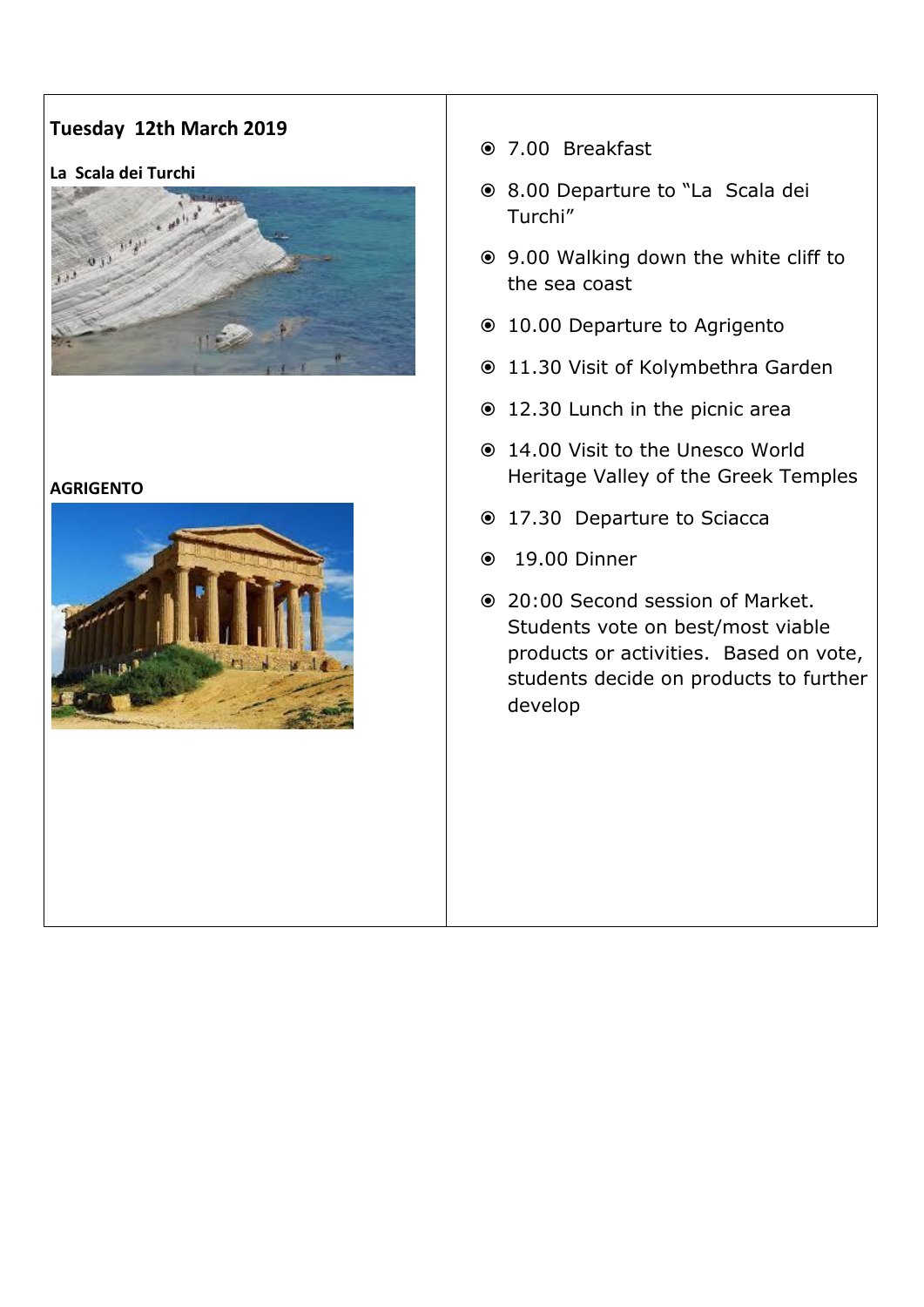**Tuesday 12th March 2019**

**La Scala dei Turchi**

**AGRIGENTO**

- 7.00 Breakfast
- 8.00 Departure to "La Scala dei Turchi"
- 9.00 Walking down the white cliff to the sea coast
- 10.00 Departure to Agrigento
- 11.30 Visit of Kolymbethra Garden
- 12.30 Lunch in the picnic area
- 14.00 Visit to the Unesco World Heritage Valley of the Greek Temples
- 17.30 Departure to Sciacca
- 19.00 Dinner
- 20:00 Second session of Market. Students vote on best/most viable products or activities. Based on vote, students decide on products to further develop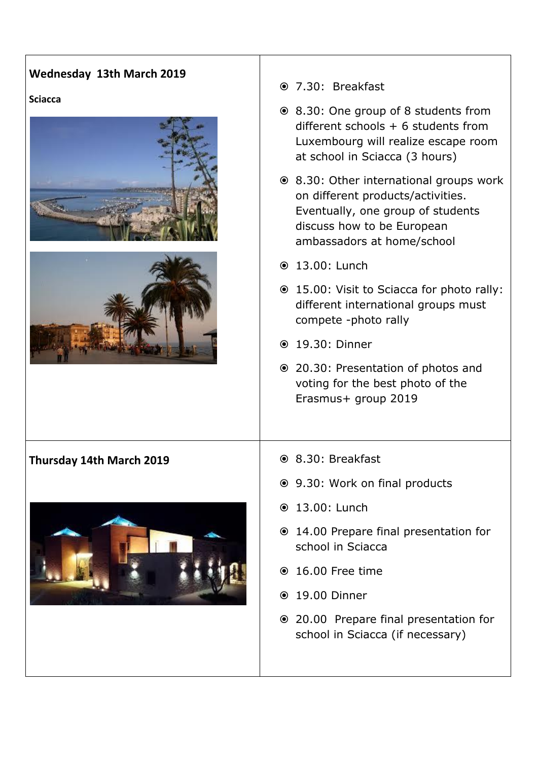| **Wednesday 13th March 2019**<br><br>**Sciacca** | - 7.30: Breakfast<br>- 8.30: One group of 8 students from different schools + 6 students from Luxembourg will realize escape room at school in Sciacca (3 hours)<br>- 8.30: Other international groups work on different products/activities. Eventually, one group of students discuss how to be European ambassadors at home/school<br>- 13.00: Lunch<br>- 15.00: Visit to Sciacca for photo rally: different international groups must compete -photo rally<br>- 19.30: Dinner<br>- 20.30: Presentation of photos and voting for the best photo of the Erasmus+ group 2019 |
|---|---|
| **Thursday 14th March 2019** | - 8.30: Breakfast<br>- 9.30: Work on final products<br>- 13.00: Lunch<br>- 14.00 Prepare final presentation for school in Sciacca<br>- 16.00 Free time<br>- 19.00 Dinner<br>- 20.00 Prepare final presentation for school in Sciacca (if necessary) |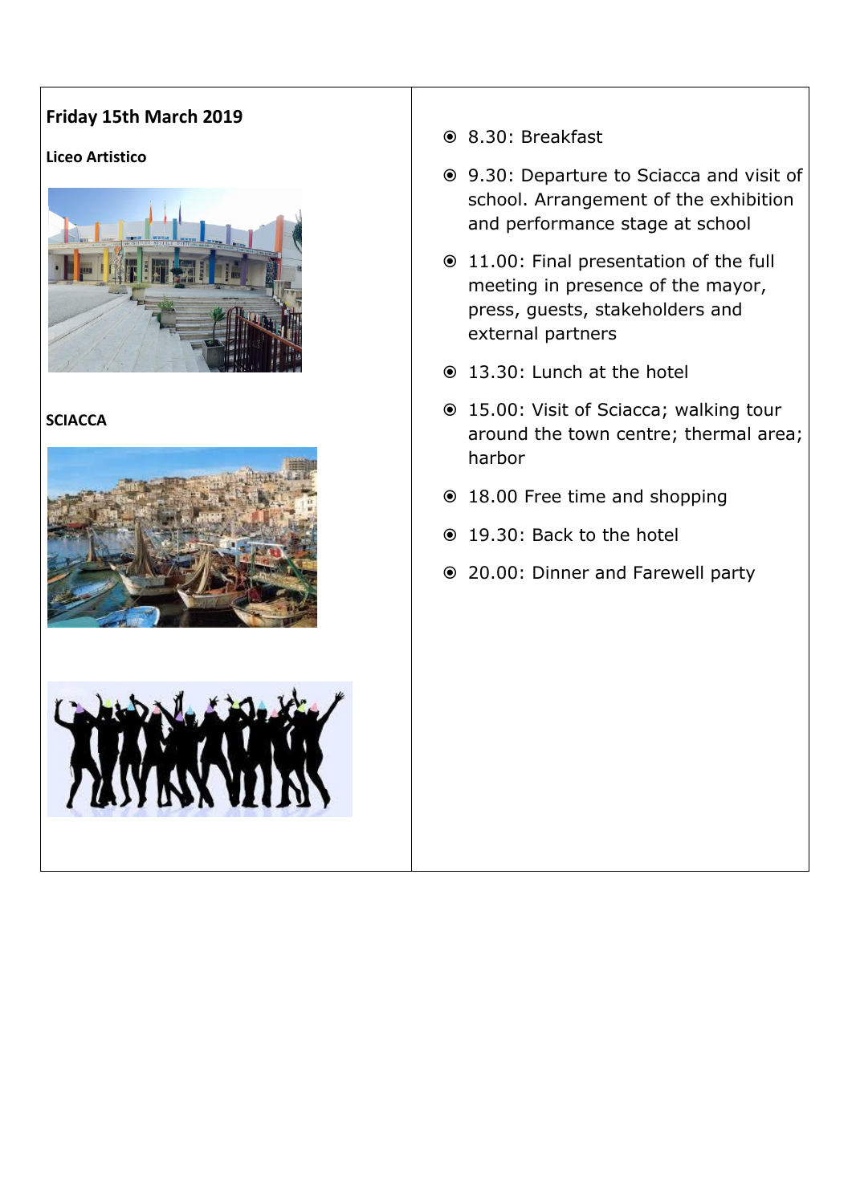**Friday 15th March 2019**

**Liceo Artistico**

**SCIACCA**

- 8.30: Breakfast
- 9.30: Departure to Sciacca and visit of school. Arrangement of the exhibition and performance stage at school
- 11.00: Final presentation of the full meeting in presence of the mayor, press, guests, stakeholders and external partners
- 13.30: Lunch at the hotel
- 15.00: Visit of Sciacca; walking tour around the town centre; thermal area; harbor
- 18.00 Free time and shopping
- 19.30: Back to the hotel
- 20.00: Dinner and Farewell party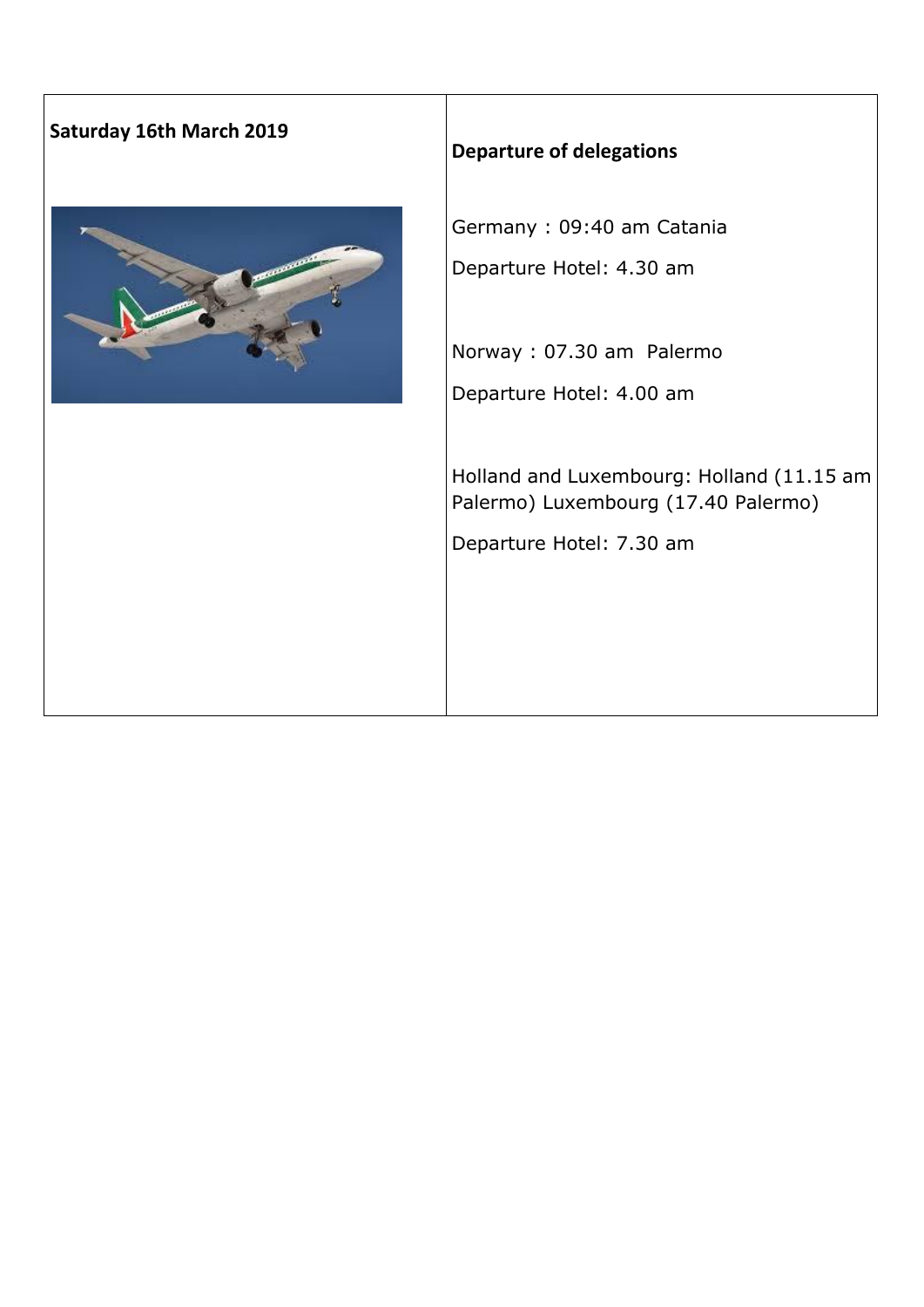| | |
|---|---|
| **Saturday 16th March 2019** | **Departure of delegations**<br><br>Germany : 09:40 am Catania<br>Departure Hotel: 4.30 am<br><br>Norway : 07.30 am Palermo<br>Departure Hotel: 4.00 am<br><br>Holland and Luxembourg: Holland (11.15 am Palermo) Luxembourg (17.40 Palermo)<br>Departure Hotel: 7.30 am |